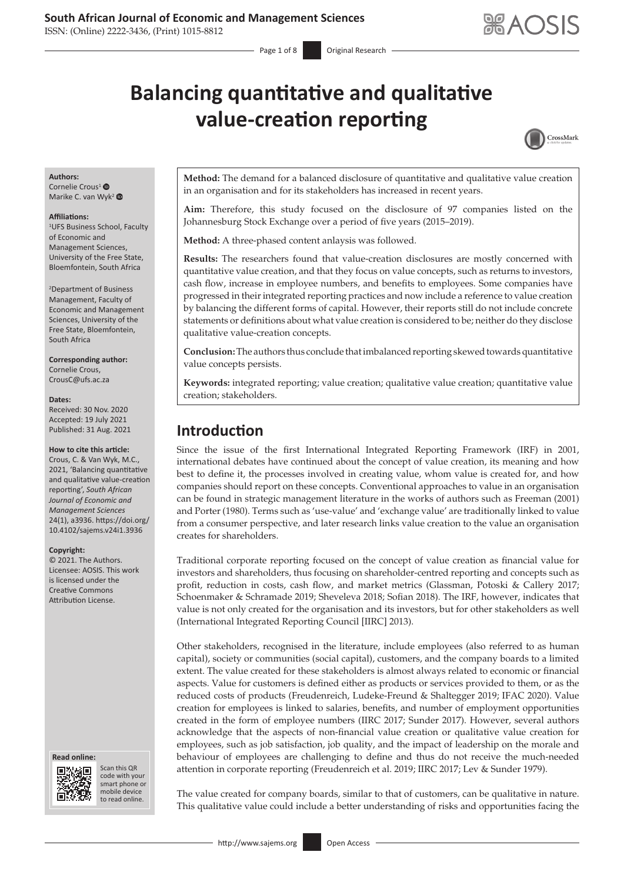# Balancing quantitative and qualitative value-creation reporting

**Authors:**
Cornelie Crous[1]
Marike C. van Wyk[2]

**Affiliations:**
[1]UFS Business School, Faculty of Economic and Management Sciences, University of the Free State, Bloemfontein, South Africa

[2]Department of Business Management, Faculty of Economic and Management Sciences, University of the Free State, Bloemfontein, South Africa

**Corresponding author:**
Cornelie Crous,
CrousC@ufs.ac.za

**Dates:**
Received: 30 Nov. 2020
Accepted: 19 July 2021
Published: 31 Aug. 2021

**How to cite this article:**
Crous, C. & Van Wyk, M.C., 2021, 'Balancing quantitative and qualitative value-creation reporting', *South African Journal of Economic and Management Sciences* 24(1), a3936. https://doi.org/10.4102/sajems.v24i1.3936

**Copyright:**
© 2021. The Authors. Licensee: AOSIS. This work is licensed under the Creative Commons Attribution License.

**Method:** The demand for a balanced disclosure of quantitative and qualitative value creation in an organisation and for its stakeholders has increased in recent years.

**Aim:** Therefore, this study focused on the disclosure of 97 companies listed on the Johannesburg Stock Exchange over a period of five years (2015–2019).

**Method:** A three-phased content anlaysis was followed.

**Results:** The researchers found that value-creation disclosures are mostly concerned with quantitative value creation, and that they focus on value concepts, such as returns to investors, cash flow, increase in employee numbers, and benefits to employees. Some companies have progressed in their integrated reporting practices and now include a reference to value creation by balancing the different forms of capital. However, their reports still do not include concrete statements or definitions about what value creation is considered to be; neither do they disclose qualitative value-creation concepts.

**Conclusion:** The authors thus conclude that imbalanced reporting skewed towards quantitative value concepts persists.

**Keywords:** integrated reporting; value creation; qualitative value creation; quantitative value creation; stakeholders.

## Introduction

Since the issue of the first International Integrated Reporting Framework (IRF) in 2001, international debates have continued about the concept of value creation, its meaning and how best to define it, the processes involved in creating value, whom value is created for, and how companies should report on these concepts. Conventional approaches to value in an organisation can be found in strategic management literature in the works of authors such as Freeman (2001) and Porter (1980). Terms such as 'use-value' and 'exchange value' are traditionally linked to value from a consumer perspective, and later research links value creation to the value an organisation creates for shareholders.

Traditional corporate reporting focused on the concept of value creation as financial value for investors and shareholders, thus focusing on shareholder-centred reporting and concepts such as profit, reduction in costs, cash flow, and market metrics (Glassman, Potoski & Callery 2017; Schoenmaker & Schramade 2019; Sheveleva 2018; Sofian 2018). The IRF, however, indicates that value is not only created for the organisation and its investors, but for other stakeholders as well (International Integrated Reporting Council [IIRC] 2013).

Other stakeholders, recognised in the literature, include employees (also referred to as human capital), society or communities (social capital), customers, and the company boards to a limited extent. The value created for these stakeholders is almost always related to economic or financial aspects. Value for customers is defined either as products or services provided to them, or as the reduced costs of products (Freudenreich, Ludeke-Freund & Shaltegger 2019; IFAC 2020). Value creation for employees is linked to salaries, benefits, and number of employment opportunities created in the form of employee numbers (IIRC 2017; Sunder 2017). However, several authors acknowledge that the aspects of non-financial value creation or qualitative value creation for employees, such as job satisfaction, job quality, and the impact of leadership on the morale and behaviour of employees are challenging to define and thus do not receive the much-needed attention in corporate reporting (Freudenreich et al. 2019; IIRC 2017; Lev & Sunder 1979).

The value created for company boards, similar to that of customers, can be qualitative in nature. This qualitative value could include a better understanding of risks and opportunities facing the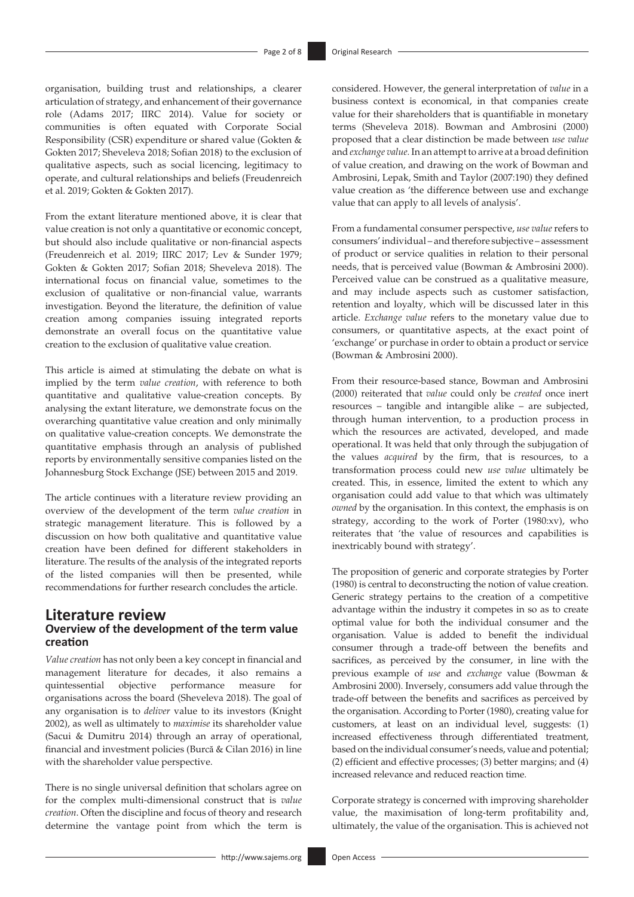organisation, building trust and relationships, a clearer articulation of strategy, and enhancement of their governance role (Adams 2017; IIRC 2014). Value for society or communities is often equated with Corporate Social Responsibility (CSR) expenditure or shared value (Gokten & Gokten 2017; Sheveleva 2018; Sofian 2018) to the exclusion of qualitative aspects, such as social licencing, legitimacy to operate, and cultural relationships and beliefs (Freudenreich et al. 2019; Gokten & Gokten 2017).

From the extant literature mentioned above, it is clear that value creation is not only a quantitative or economic concept, but should also include qualitative or non-financial aspects (Freudenreich et al. 2019; IIRC 2017; Lev & Sunder 1979; Gokten & Gokten 2017; Sofian 2018; Sheveleva 2018). The international focus on financial value, sometimes to the exclusion of qualitative or non-financial value, warrants investigation. Beyond the literature, the definition of value creation among companies issuing integrated reports demonstrate an overall focus on the quantitative value creation to the exclusion of qualitative value creation.

This article is aimed at stimulating the debate on what is implied by the term *value creation*, with reference to both quantitative and qualitative value-creation concepts. By analysing the extant literature, we demonstrate focus on the overarching quantitative value creation and only minimally on qualitative value-creation concepts. We demonstrate the quantitative emphasis through an analysis of published reports by environmentally sensitive companies listed on the Johannesburg Stock Exchange (JSE) between 2015 and 2019.

The article continues with a literature review providing an overview of the development of the term *value creation* in strategic management literature. This is followed by a discussion on how both qualitative and quantitative value creation have been defined for different stakeholders in literature. The results of the analysis of the integrated reports of the listed companies will then be presented, while recommendations for further research concludes the article.

## Literature review

### Overview of the development of the term value creation

*Value creation* has not only been a key concept in financial and management literature for decades, it also remains a quintessential objective performance measure for organisations across the board (Sheveleva 2018). The goal of any organisation is to *deliver* value to its investors (Knight 2002), as well as ultimately to *maximise* its shareholder value (Sacui & Dumitru 2014) through an array of operational, financial and investment policies (Burcă & Cilan 2016) in line with the shareholder value perspective.

There is no single universal definition that scholars agree on for the complex multi-dimensional construct that is *value creation*. Often the discipline and focus of theory and research determine the vantage point from which the term is considered. However, the general interpretation of *value* in a business context is economical, in that companies create value for their shareholders that is quantifiable in monetary terms (Sheveleva 2018). Bowman and Ambrosini (2000) proposed that a clear distinction be made between *use value* and *exchange value*. In an attempt to arrive at a broad definition of value creation, and drawing on the work of Bowman and Ambrosini, Lepak, Smith and Taylor (2007:190) they defined value creation as 'the difference between use and exchange value that can apply to all levels of analysis'.

From a fundamental consumer perspective, *use value* refers to consumers' individual – and therefore subjective – assessment of product or service qualities in relation to their personal needs, that is perceived value (Bowman & Ambrosini 2000). Perceived value can be construed as a qualitative measure, and may include aspects such as customer satisfaction, retention and loyalty, which will be discussed later in this article. *Exchange value* refers to the monetary value due to consumers, or quantitative aspects, at the exact point of 'exchange' or purchase in order to obtain a product or service (Bowman & Ambrosini 2000).

From their resource-based stance, Bowman and Ambrosini (2000) reiterated that *value* could only be *created* once inert resources – tangible and intangible alike – are subjected, through human intervention, to a production process in which the resources are activated, developed, and made operational. It was held that only through the subjugation of the values *acquired* by the firm, that is resources, to a transformation process could new *use value* ultimately be created. This, in essence, limited the extent to which any organisation could add value to that which was ultimately *owned* by the organisation. In this context, the emphasis is on strategy, according to the work of Porter (1980:xv), who reiterates that 'the value of resources and capabilities is inextricably bound with strategy'.

The proposition of generic and corporate strategies by Porter (1980) is central to deconstructing the notion of value creation. Generic strategy pertains to the creation of a competitive advantage within the industry it competes in so as to create optimal value for both the individual consumer and the organisation. Value is added to benefit the individual consumer through a trade-off between the benefits and sacrifices, as perceived by the consumer, in line with the previous example of *use* and *exchange* value (Bowman & Ambrosini 2000). Inversely, consumers add value through the trade-off between the benefits and sacrifices as perceived by the organisation. According to Porter (1980), creating value for customers, at least on an individual level, suggests: (1) increased effectiveness through differentiated treatment, based on the individual consumer's needs, value and potential; (2) efficient and effective processes; (3) better margins; and (4) increased relevance and reduced reaction time.

Corporate strategy is concerned with improving shareholder value, the maximisation of long-term profitability and, ultimately, the value of the organisation. This is achieved not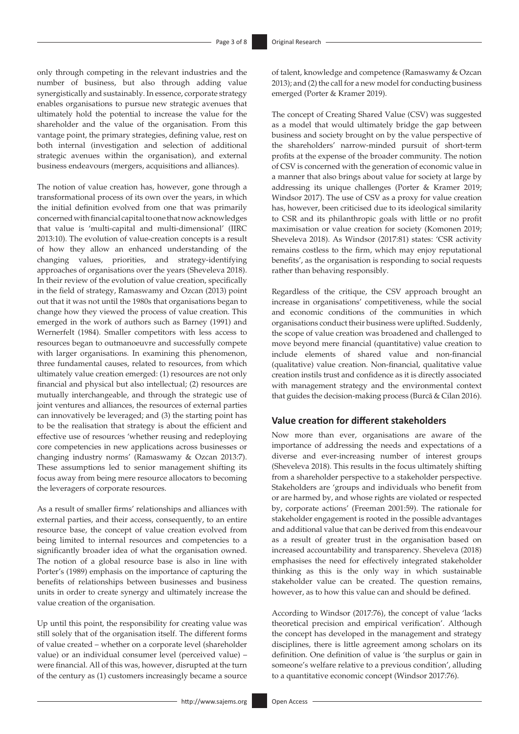only through competing in the relevant industries and the number of business, but also through adding value synergistically and sustainably. In essence, corporate strategy enables organisations to pursue new strategic avenues that ultimately hold the potential to increase the value for the shareholder and the value of the organisation. From this vantage point, the primary strategies, defining value, rest on both internal (investigation and selection of additional strategic avenues within the organisation), and external business endeavours (mergers, acquisitions and alliances).

The notion of value creation has, however, gone through a transformational process of its own over the years, in which the initial definition evolved from one that was primarily concerned with financial capital to one that now acknowledges that value is 'multi-capital and multi-dimensional' (IIRC 2013:10). The evolution of value-creation concepts is a result of how they allow an enhanced understanding of the changing values, priorities, and strategy-identifying approaches of organisations over the years (Sheveleva 2018). In their review of the evolution of value creation, specifically in the field of strategy, Ramaswamy and Ozcan (2013) point out that it was not until the 1980s that organisations began to change how they viewed the process of value creation. This emerged in the work of authors such as Barney (1991) and Wernerfelt (1984). Smaller competitors with less access to resources began to outmanoeuvre and successfully compete with larger organisations. In examining this phenomenon, three fundamental causes, related to resources, from which ultimately value creation emerged: (1) resources are not only financial and physical but also intellectual; (2) resources are mutually interchangeable, and through the strategic use of joint ventures and alliances, the resources of external parties can innovatively be leveraged; and (3) the starting point has to be the realisation that strategy is about the efficient and effective use of resources 'whether reusing and redeploying core competencies in new applications across businesses or changing industry norms' (Ramaswamy & Ozcan 2013:7). These assumptions led to senior management shifting its focus away from being mere resource allocators to becoming the leveragers of corporate resources.

As a result of smaller firms' relationships and alliances with external parties, and their access, consequently, to an entire resource base, the concept of value creation evolved from being limited to internal resources and competencies to a significantly broader idea of what the organisation owned. The notion of a global resource base is also in line with Porter's (1989) emphasis on the importance of capturing the benefits of relationships between businesses and business units in order to create synergy and ultimately increase the value creation of the organisation.

Up until this point, the responsibility for creating value was still solely that of the organisation itself. The different forms of value created – whether on a corporate level (shareholder value) or an individual consumer level (perceived value) – were financial. All of this was, however, disrupted at the turn of the century as (1) customers increasingly became a source of talent, knowledge and competence (Ramaswamy & Ozcan 2013); and (2) the call for a new model for conducting business emerged (Porter & Kramer 2019).

The concept of Creating Shared Value (CSV) was suggested as a model that would ultimately bridge the gap between business and society brought on by the value perspective of the shareholders' narrow-minded pursuit of short-term profits at the expense of the broader community. The notion of CSV is concerned with the generation of economic value in a manner that also brings about value for society at large by addressing its unique challenges (Porter & Kramer 2019; Windsor 2017). The use of CSV as a proxy for value creation has, however, been criticised due to its ideological similarity to CSR and its philanthropic goals with little or no profit maximisation or value creation for society (Komonen 2019; Sheveleva 2018). As Windsor (2017:81) states: 'CSR activity remains costless to the firm, which may enjoy reputational benefits', as the organisation is responding to social requests rather than behaving responsibly.

Regardless of the critique, the CSV approach brought an increase in organisations' competitiveness, while the social and economic conditions of the communities in which organisations conduct their business were uplifted. Suddenly, the scope of value creation was broadened and challenged to move beyond mere financial (quantitative) value creation to include elements of shared value and non-financial (qualitative) value creation. Non-financial, qualitative value creation instils trust and confidence as it is directly associated with management strategy and the environmental context that guides the decision-making process (Burcă & Cilan 2016).

## Value creation for different stakeholders

Now more than ever, organisations are aware of the importance of addressing the needs and expectations of a diverse and ever-increasing number of interest groups (Sheveleva 2018). This results in the focus ultimately shifting from a shareholder perspective to a stakeholder perspective. Stakeholders are 'groups and individuals who benefit from or are harmed by, and whose rights are violated or respected by, corporate actions' (Freeman 2001:59). The rationale for stakeholder engagement is rooted in the possible advantages and additional value that can be derived from this endeavour as a result of greater trust in the organisation based on increased accountability and transparency. Sheveleva (2018) emphasises the need for effectively integrated stakeholder thinking as this is the only way in which sustainable stakeholder value can be created. The question remains, however, as to how this value can and should be defined.

According to Windsor (2017:76), the concept of value 'lacks theoretical precision and empirical verification'. Although the concept has developed in the management and strategy disciplines, there is little agreement among scholars on its definition. One definition of value is 'the surplus or gain in someone's welfare relative to a previous condition', alluding to a quantitative economic concept (Windsor 2017:76).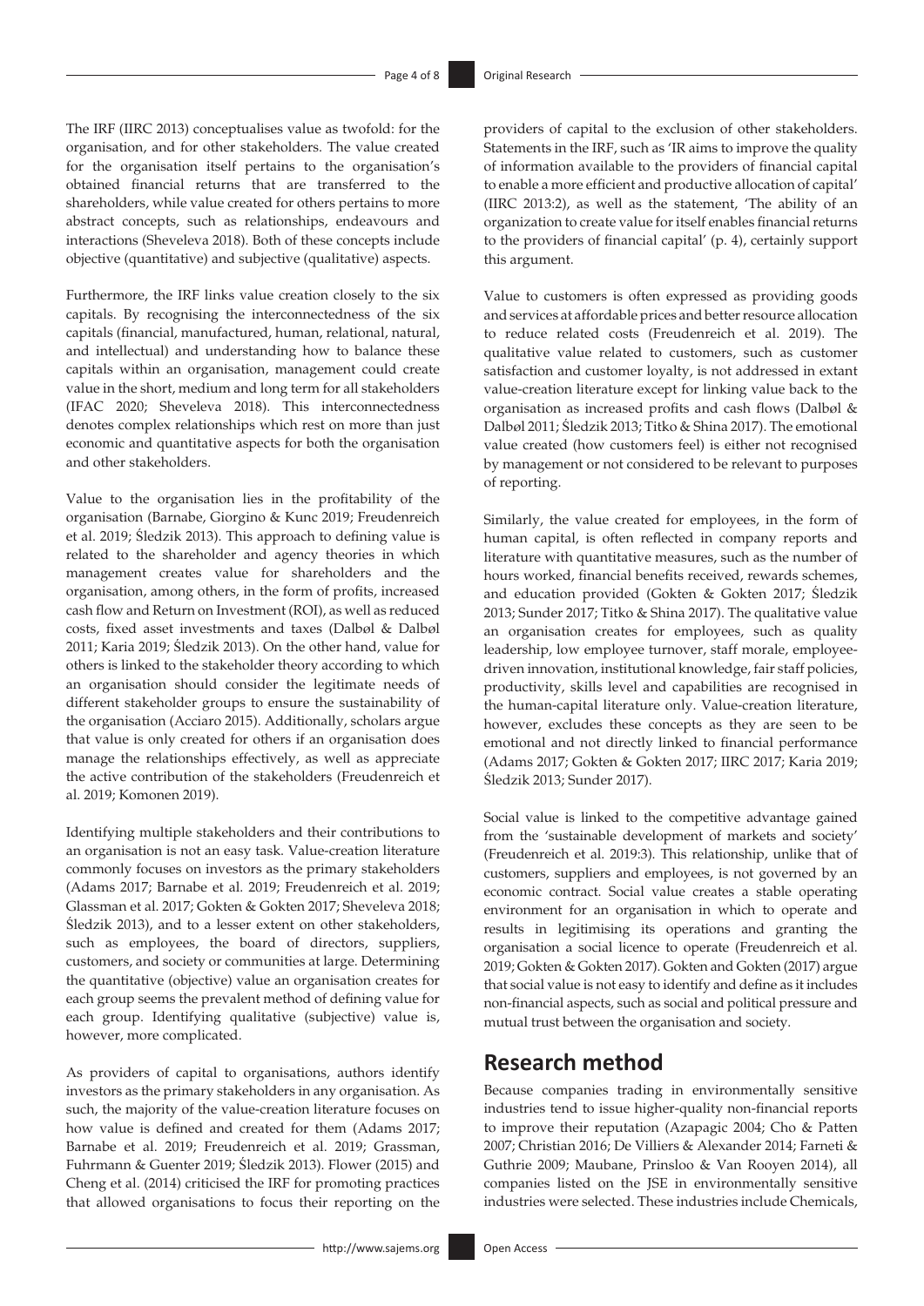The IRF (IIRC 2013) conceptualises value as twofold: for the organisation, and for other stakeholders. The value created for the organisation itself pertains to the organisation's obtained financial returns that are transferred to the shareholders, while value created for others pertains to more abstract concepts, such as relationships, endeavours and interactions (Sheveleva 2018). Both of these concepts include objective (quantitative) and subjective (qualitative) aspects.

Furthermore, the IRF links value creation closely to the six capitals. By recognising the interconnectedness of the six capitals (financial, manufactured, human, relational, natural, and intellectual) and understanding how to balance these capitals within an organisation, management could create value in the short, medium and long term for all stakeholders (IFAC 2020; Sheveleva 2018). This interconnectedness denotes complex relationships which rest on more than just economic and quantitative aspects for both the organisation and other stakeholders.

Value to the organisation lies in the profitability of the organisation (Barnabe, Giorgino & Kunc 2019; Freudenreich et al. 2019; Śledzik 2013). This approach to defining value is related to the shareholder and agency theories in which management creates value for shareholders and the organisation, among others, in the form of profits, increased cash flow and Return on Investment (ROI), as well as reduced costs, fixed asset investments and taxes (Dalbøl & Dalbøl 2011; Karia 2019; Śledzik 2013). On the other hand, value for others is linked to the stakeholder theory according to which an organisation should consider the legitimate needs of different stakeholder groups to ensure the sustainability of the organisation (Acciaro 2015). Additionally, scholars argue that value is only created for others if an organisation does manage the relationships effectively, as well as appreciate the active contribution of the stakeholders (Freudenreich et al. 2019; Komonen 2019).

Identifying multiple stakeholders and their contributions to an organisation is not an easy task. Value-creation literature commonly focuses on investors as the primary stakeholders (Adams 2017; Barnabe et al. 2019; Freudenreich et al. 2019; Glassman et al. 2017; Gokten & Gokten 2017; Sheveleva 2018; Śledzik 2013), and to a lesser extent on other stakeholders, such as employees, the board of directors, suppliers, customers, and society or communities at large. Determining the quantitative (objective) value an organisation creates for each group seems the prevalent method of defining value for each group. Identifying qualitative (subjective) value is, however, more complicated.

As providers of capital to organisations, authors identify investors as the primary stakeholders in any organisation. As such, the majority of the value-creation literature focuses on how value is defined and created for them (Adams 2017; Barnabe et al. 2019; Freudenreich et al. 2019; Grassman, Fuhrmann & Guenter 2019; Śledzik 2013). Flower (2015) and Cheng et al. (2014) criticised the IRF for promoting practices that allowed organisations to focus their reporting on the providers of capital to the exclusion of other stakeholders. Statements in the IRF, such as 'IR aims to improve the quality of information available to the providers of financial capital to enable a more efficient and productive allocation of capital' (IIRC 2013:2), as well as the statement, 'The ability of an organization to create value for itself enables financial returns to the providers of financial capital' (p. 4), certainly support this argument.

Value to customers is often expressed as providing goods and services at affordable prices and better resource allocation to reduce related costs (Freudenreich et al. 2019). The qualitative value related to customers, such as customer satisfaction and customer loyalty, is not addressed in extant value-creation literature except for linking value back to the organisation as increased profits and cash flows (Dalbøl & Dalbøl 2011; Śledzik 2013; Titko & Shina 2017). The emotional value created (how customers feel) is either not recognised by management or not considered to be relevant to purposes of reporting.

Similarly, the value created for employees, in the form of human capital, is often reflected in company reports and literature with quantitative measures, such as the number of hours worked, financial benefits received, rewards schemes, and education provided (Gokten & Gokten 2017; Śledzik 2013; Sunder 2017; Titko & Shina 2017). The qualitative value an organisation creates for employees, such as quality leadership, low employee turnover, staff morale, employee-driven innovation, institutional knowledge, fair staff policies, productivity, skills level and capabilities are recognised in the human-capital literature only. Value-creation literature, however, excludes these concepts as they are seen to be emotional and not directly linked to financial performance (Adams 2017; Gokten & Gokten 2017; IIRC 2017; Karia 2019; Śledzik 2013; Sunder 2017).

Social value is linked to the competitive advantage gained from the 'sustainable development of markets and society' (Freudenreich et al. 2019:3). This relationship, unlike that of customers, suppliers and employees, is not governed by an economic contract. Social value creates a stable operating environment for an organisation in which to operate and results in legitimising its operations and granting the organisation a social licence to operate (Freudenreich et al. 2019; Gokten & Gokten 2017). Gokten and Gokten (2017) argue that social value is not easy to identify and define as it includes non-financial aspects, such as social and political pressure and mutual trust between the organisation and society.

## Research method

Because companies trading in environmentally sensitive industries tend to issue higher-quality non-financial reports to improve their reputation (Azapagic 2004; Cho & Patten 2007; Christian 2016; De Villiers & Alexander 2014; Farneti & Guthrie 2009; Maubane, Prinsloo & Van Rooyen 2014), all companies listed on the JSE in environmentally sensitive industries were selected. These industries include Chemicals,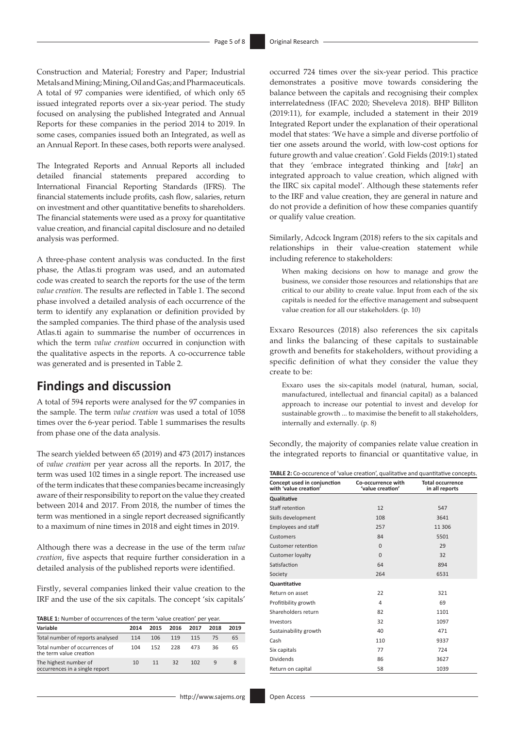Construction and Material; Forestry and Paper; Industrial Metals and Mining; Mining, Oil and Gas; and Pharmaceuticals. A total of 97 companies were identified, of which only 65 issued integrated reports over a six-year period. The study focused on analysing the published Integrated and Annual Reports for these companies in the period 2014 to 2019. In some cases, companies issued both an Integrated, as well as an Annual Report. In these cases, both reports were analysed.

The Integrated Reports and Annual Reports all included detailed financial statements prepared according to International Financial Reporting Standards (IFRS). The financial statements include profits, cash flow, salaries, return on investment and other quantitative benefits to shareholders. The financial statements were used as a proxy for quantitative value creation, and financial capital disclosure and no detailed analysis was performed.

A three-phase content analysis was conducted. In the first phase, the Atlas.ti program was used, and an automated code was created to search the reports for the use of the term *value creation*. The results are reflected in Table 1. The second phase involved a detailed analysis of each occurrence of the term to identify any explanation or definition provided by the sampled companies. The third phase of the analysis used Atlas.ti again to summarise the number of occurrences in which the term *value creation* occurred in conjunction with the qualitative aspects in the reports. A co-occurrence table was generated and is presented in Table 2.

## Findings and discussion

A total of 594 reports were analysed for the 97 companies in the sample. The term *value creation* was used a total of 1058 times over the 6-year period. Table 1 summarises the results from phase one of the data analysis.

The search yielded between 65 (2019) and 473 (2017) instances of *value creation* per year across all the reports. In 2017, the term was used 102 times in a single report. The increased use of the term indicates that these companies became increasingly aware of their responsibility to report on the value they created between 2014 and 2017. From 2018, the number of times the term was mentioned in a single report decreased significantly to a maximum of nine times in 2018 and eight times in 2019.

Although there was a decrease in the use of the term *value creation*, five aspects that require further consideration in a detailed analysis of the published reports were identified.

Firstly, several companies linked their value creation to the IRF and the use of the six capitals. The concept 'six capitals' occurred 724 times over the six-year period. This practice demonstrates a positive move towards considering the balance between the capitals and recognising their complex interrelatedness (IFAC 2020; Sheveleva 2018). BHP Billiton (2019:11), for example, included a statement in their 2019 Integrated Report under the explanation of their operational model that states: 'We have a simple and diverse portfolio of tier one assets around the world, with low-cost options for future growth and value creation'. Gold Fields (2019:1) stated that they 'embrace integrated thinking and [*take*] an integrated approach to value creation, which aligned with the IIRC six capital model'. Although these statements refer to the IRF and value creation, they are general in nature and do not provide a definition of how these companies quantify or qualify value creation.

**TABLE 1:** Number of occurrences of the term 'value creation' per year.

| Variable | 2014 | 2015 | 2016 | 2017 | 2018 | 2019 |
|---|---|---|---|---|---|---|
| Total number of reports analysed | 114 | 106 | 119 | 115 | 75 | 65 |
| Total number of occurrences of the term value creation | 104 | 152 | 228 | 473 | 36 | 65 |
| The highest number of occurrences in a single report | 10 | 11 | 32 | 102 | 9 | 8 |

Similarly, Adcock Ingram (2018) refers to the six capitals and relationships in their value-creation statement while including reference to stakeholders:

> When making decisions on how to manage and grow the business, we consider those resources and relationships that are critical to our ability to create value. Input from each of the six capitals is needed for the effective management and subsequent value creation for all our stakeholders. (p. 10)

Exxaro Resources (2018) also references the six capitals and links the balancing of these capitals to sustainable growth and benefits for stakeholders, without providing a specific definition of what they consider the value they create to be:

> Exxaro uses the six-capitals model (natural, human, social, manufactured, intellectual and financial capital) as a balanced approach to increase our potential to invest and develop for sustainable growth ... to maximise the benefit to all stakeholders, internally and externally. (p. 8)

Secondly, the majority of companies relate value creation in the integrated reports to financial or quantitative value, in

**TABLE 2:** Co-occurence of 'value creation', qualitative and quantitative concepts.

| Concept used in conjunction with 'value creation' | Co-occurrence with 'value creation' | Total occurrence in all reports |
|---|---|---|
| **Qualitative** | | |
| Staff retention | 12 | 547 |
| Skills development | 108 | 3641 |
| Employees and staff | 257 | 11 306 |
| Customers | 84 | 5501 |
| Customer retention | 0 | 29 |
| Customer loyalty | 0 | 32 |
| Satisfaction | 64 | 894 |
| Society | 264 | 6531 |
| **Quantitative** | | |
| Return on asset | 22 | 321 |
| Profitibility growth | 4 | 69 |
| Shareholders return | 82 | 1101 |
| Investors | 32 | 1097 |
| Sustainability growth | 40 | 471 |
| Cash | 110 | 9337 |
| Six capitals | 77 | 724 |
| Dividends | 86 | 3627 |
| Return on capital | 58 | 1039 |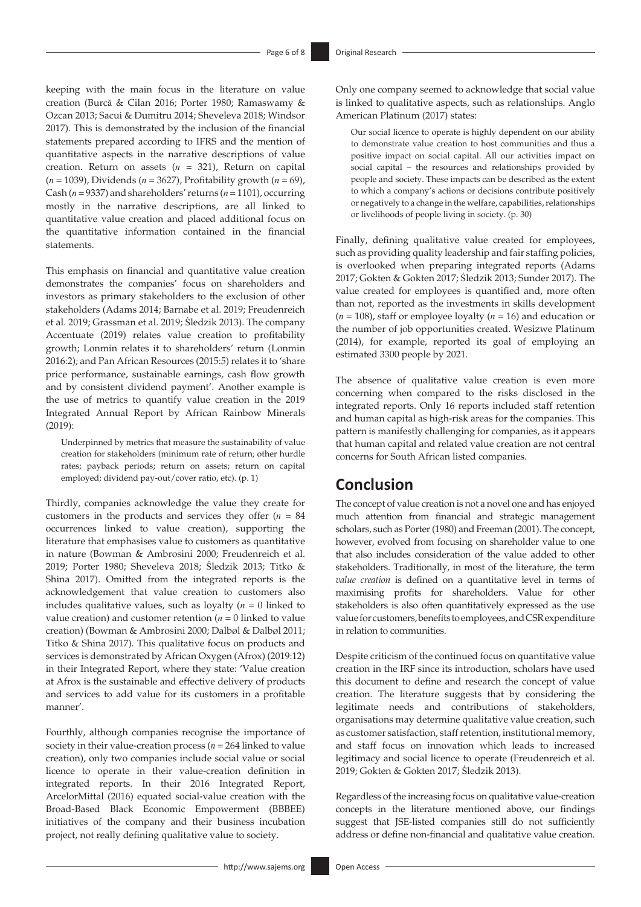keeping with the main focus in the literature on value creation (Burcă & Cilan 2016; Porter 1980; Ramaswamy & Ozcan 2013; Sacui & Dumitru 2014; Sheveleva 2018; Windsor 2017). This is demonstrated by the inclusion of the financial statements prepared according to IFRS and the mention of quantitative aspects in the narrative descriptions of value creation. Return on assets ($n$ = 321), Return on capital ($n$ = 1039), Dividends ($n$ = 3627), Profitability growth ($n$ = 69), Cash ($n$ = 9337) and shareholders' returns ($n$ = 1101), occurring mostly in the narrative descriptions, are all linked to quantitative value creation and placed additional focus on the quantitative information contained in the financial statements.

This emphasis on financial and quantitative value creation demonstrates the companies' focus on shareholders and investors as primary stakeholders to the exclusion of other stakeholders (Adams 2014; Barnabe et al. 2019; Freudenreich et al. 2019; Grassman et al. 2019; Śledzik 2013). The company Accentuate (2019) relates value creation to profitability growth; Lonmin relates it to shareholders' return (Lonmin 2016:2); and Pan African Resources (2015:5) relates it to 'share price performance, sustainable earnings, cash flow growth and by consistent dividend payment'. Another example is the use of metrics to quantify value creation in the 2019 Integrated Annual Report by African Rainbow Minerals (2019):

> Underpinned by metrics that measure the sustainability of value creation for stakeholders (minimum rate of return; other hurdle rates; payback periods; return on assets; return on capital employed; dividend pay-out/cover ratio, etc). (p. 1)

Thirdly, companies acknowledge the value they create for customers in the products and services they offer ($n$ = 84 occurrences linked to value creation), supporting the literature that emphasises value to customers as quantitative in nature (Bowman & Ambrosini 2000; Freudenreich et al. 2019; Porter 1980; Sheveleva 2018; Śledzik 2013; Titko & Shina 2017). Omitted from the integrated reports is the acknowledgement that value creation to customers also includes qualitative values, such as loyalty ($n$ = 0 linked to value creation) and customer retention ($n$ = 0 linked to value creation) (Bowman & Ambrosini 2000; Dalbøl & Dalbøl 2011; Titko & Shina 2017). This qualitative focus on products and services is demonstrated by African Oxygen (Afrox) (2019:12) in their Integrated Report, where they state: 'Value creation at Afrox is the sustainable and effective delivery of products and services to add value for its customers in a profitable manner'.

Fourthly, although companies recognise the importance of society in their value-creation process ($n$ = 264 linked to value creation), only two companies include social value or social licence to operate in their value-creation definition in integrated reports. In their 2016 Integrated Report, ArcelorMittal (2016) equated social-value creation with the Broad-Based Black Economic Empowerment (BBBEE) initiatives of the company and their business incubation project, not really defining qualitative value to society.

Only one company seemed to acknowledge that social value is linked to qualitative aspects, such as relationships. Anglo American Platinum (2017) states:

> Our social licence to operate is highly dependent on our ability to demonstrate value creation to host communities and thus a positive impact on social capital. All our activities impact on social capital – the resources and relationships provided by people and society. These impacts can be described as the extent to which a company's actions or decisions contribute positively or negatively to a change in the welfare, capabilities, relationships or livelihoods of people living in society. (p. 30)

Finally, defining qualitative value created for employees, such as providing quality leadership and fair staffing policies, is overlooked when preparing integrated reports (Adams 2017; Gokten & Gokten 2017; Śledzik 2013; Sunder 2017). The value created for employees is quantified and, more often than not, reported as the investments in skills development ($n$ = 108), staff or employee loyalty ($n$ = 16) and education or the number of job opportunities created. Wesizwe Platinum (2014), for example, reported its goal of employing an estimated 3300 people by 2021.

The absence of qualitative value creation is even more concerning when compared to the risks disclosed in the integrated reports. Only 16 reports included staff retention and human capital as high-risk areas for the companies. This pattern is manifestly challenging for companies, as it appears that human capital and related value creation are not central concerns for South African listed companies.

## Conclusion

The concept of value creation is not a novel one and has enjoyed much attention from financial and strategic management scholars, such as Porter (1980) and Freeman (2001). The concept, however, evolved from focusing on shareholder value to one that also includes consideration of the value added to other stakeholders. Traditionally, in most of the literature, the term *value creation* is defined on a quantitative level in terms of maximising profits for shareholders. Value for other stakeholders is also often quantitatively expressed as the use value for customers, benefits to employees, and CSR expenditure in relation to communities.

Despite criticism of the continued focus on quantitative value creation in the IRF since its introduction, scholars have used this document to define and research the concept of value creation. The literature suggests that by considering the legitimate needs and contributions of stakeholders, organisations may determine qualitative value creation, such as customer satisfaction, staff retention, institutional memory, and staff focus on innovation which leads to increased legitimacy and social licence to operate (Freudenreich et al. 2019; Gokten & Gokten 2017; Śledzik 2013).

Regardless of the increasing focus on qualitative value-creation concepts in the literature mentioned above, our findings suggest that JSE-listed companies still do not sufficiently address or define non-financial and qualitative value creation.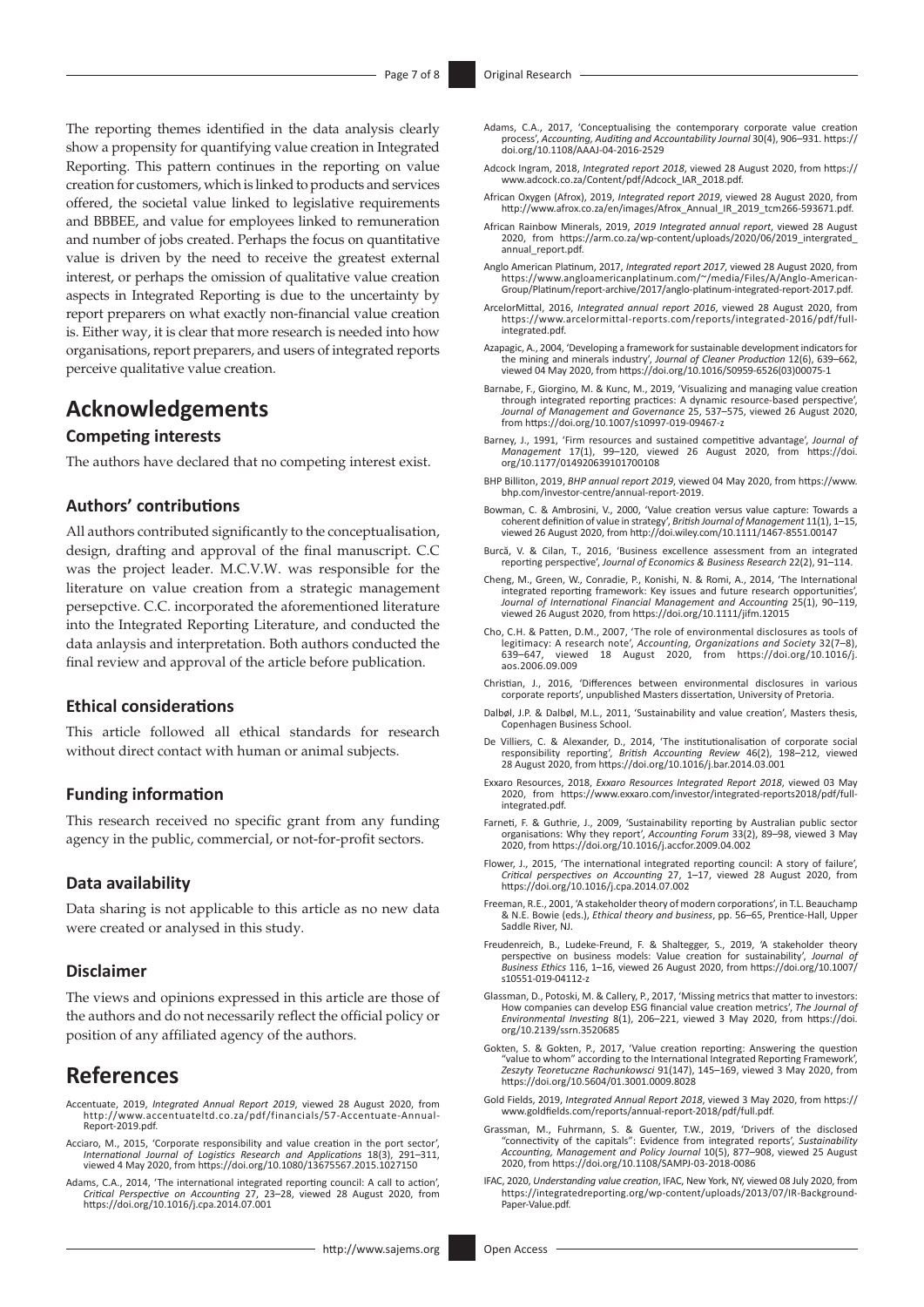The reporting themes identified in the data analysis clearly show a propensity for quantifying value creation in Integrated Reporting. This pattern continues in the reporting on value creation for customers, which is linked to products and services offered, the societal value linked to legislative requirements and BBBEE, and value for employees linked to remuneration and number of jobs created. Perhaps the focus on quantitative value is driven by the need to receive the greatest external interest, or perhaps the omission of qualitative value creation aspects in Integrated Reporting is due to the uncertainty by report preparers on what exactly non-financial value creation is. Either way, it is clear that more research is needed into how organisations, report preparers, and users of integrated reports perceive qualitative value creation.

# Acknowledgements

## Competing interests

The authors have declared that no competing interest exist.

## Authors' contributions

All authors contributed significantly to the conceptualisation, design, drafting and approval of the final manuscript. C.C was the project leader. M.C.V.W. was responsible for the literature on value creation from a strategic management persepctive. C.C. incorporated the aforementioned literature into the Integrated Reporting Literature, and conducted the data anlaysis and interpretation. Both authors conducted the final review and approval of the article before publication.

## Ethical considerations

This article followed all ethical standards for research without direct contact with human or animal subjects.

## Funding information

This research received no specific grant from any funding agency in the public, commercial, or not-for-profit sectors.

## Data availability

Data sharing is not applicable to this article as no new data were created or analysed in this study.

## Disclaimer

The views and opinions expressed in this article are those of the authors and do not necessarily reflect the official policy or position of any affiliated agency of the authors.

# References

Accentuate, 2019, *Integrated Annual Report 2019*, viewed 28 August 2020, from http://www.accentuateltd.co.za/pdf/financials/57-Accentuate-Annual-Report-2019.pdf.

Acciaro, M., 2015, 'Corporate responsibility and value creation in the port sector', *International Journal of Logistics Research and Applications* 18(3), 291–311, viewed 4 May 2020, from https://doi.org/10.1080/13675567.2015.1027150

Adams, C.A., 2014, 'The international integrated reporting council: A call to action', *Critical Perspective on Accounting* 27, 23–28, viewed 28 August 2020, from https://doi.org/10.1016/j.cpa.2014.07.001

Adams, C.A., 2017, 'Conceptualising the contemporary corporate value creation process', *Accounting, Auditing and Accountability Journal* 30(4), 906–931. https://doi.org/10.1108/AAAJ-04-2016-2529

Adcock Ingram, 2018, *Integrated report 2018*, viewed 28 August 2020, from https://www.adcock.co.za/Content/pdf/Adcock_IAR_2018.pdf.

African Oxygen (Afrox), 2019, *Integrated report 2019*, viewed 28 August 2020, from http://www.afrox.co.za/en/images/Afrox_Annual_IR_2019_tcm266-593671.pdf.

African Rainbow Minerals, 2019, *2019 Integrated annual report*, viewed 28 August 2020, from https://arm.co.za/wp-content/uploads/2020/06/2019_intergrated_annual_report.pdf.

Anglo American Platinum, 2017, *Integrated report 2017*, viewed 28 August 2020, from https://www.angloamericanplatinum.com/~/media/Files/A/Anglo-American-Group/Platinum/report-archive/2017/anglo-platinum-integrated-report-2017.pdf.

ArcelorMittal, 2016, *Integrated annual report 2016*, viewed 28 August 2020, from https://www.arcelormittal-reports.com/reports/integrated-2016/pdf/full-integrated.pdf.

Azapagic, A., 2004, 'Developing a framework for sustainable development indicators for the mining and minerals industry', *Journal of Cleaner Production* 12(6), 639–662, viewed 04 May 2020, from https://doi.org/10.1016/S0959-6526(03)00075-1

Barnabe, F., Giorgino, M. & Kunc, M., 2019, 'Visualizing and managing value creation through integrated reporting practices: A dynamic resource-based perspective', *Journal of Management and Governance* 25, 537–575, viewed 26 August 2020, from https://doi.org/10.1007/s10997-019-09467-z

Barney, J., 1991, 'Firm resources and sustained competitive advantage', *Journal of Management* 17(1), 99–120, viewed 26 August 2020, from https://doi.org/10.1177/014920639101700108

BHP Billiton, 2019, *BHP annual report 2019*, viewed 04 May 2020, from https://www.bhp.com/investor-centre/annual-report-2019.

Bowman, C. & Ambrosini, V., 2000, 'Value creation versus value capture: Towards a coherent definition of value in strategy', *British Journal of Management* 11(1), 1–15, viewed 26 August 2020, from http://doi.wiley.com/10.1111/1467-8551.00147

Burcă, V. & Cilan, T., 2016, 'Business excellence assessment from an integrated reporting perspective', *Journal of Economics & Business Research* 22(2), 91–114.

Cheng, M., Green, W., Conradie, P., Konishi, N. & Romi, A., 2014, 'The International integrated reporting framework: Key issues and future research opportunities', *Journal of International Financial Management and Accounting* 25(1), 90–119, viewed 26 August 2020, from https://doi.org/10.1111/jifm.12015

Cho, C.H. & Patten, D.M., 2007, 'The role of environmental disclosures as tools of legitimacy: A research note', *Accounting, Organizations and Society* 32(7–8), 639–647, viewed 18 August 2020, from https://doi.org/10.1016/j.aos.2006.09.009

Christian, J., 2016, 'Differences between environmental disclosures in various corporate reports', unpublished Masters dissertation, University of Pretoria.

Dalbøl, J.P. & Dalbøl, M.L., 2011, 'Sustainability and value creation', Masters thesis, Copenhagen Business School.

De Villiers, C. & Alexander, D., 2014, 'The institutionalisation of corporate social responsibility reporting', *British Accounting Review* 46(2), 198–212, viewed 28 August 2020, from https://doi.org/10.1016/j.bar.2014.03.001

Exxaro Resources, 2018, *Exxaro Resources Integrated Report 2018*, viewed 03 May 2020, from https://www.exxaro.com/investor/integrated-reports2018/pdf/full-integrated.pdf.

Farneti, F. & Guthrie, J., 2009, 'Sustainability reporting by Australian public sector organisations: Why they report', *Accounting Forum* 33(2), 89–98, viewed 3 May 2020, from https://doi.org/10.1016/j.accfor.2009.04.002

Flower, J., 2015, 'The international integrated reporting council: A story of failure', *Critical perspectives on Accounting* 27, 1–17, viewed 28 August 2020, from https://doi.org/10.1016/j.cpa.2014.07.002

Freeman, R.E., 2001, 'A stakeholder theory of modern corporations', in T.L. Beauchamp & N.E. Bowie (eds.), *Ethical theory and business*, pp. 56–65, Prentice-Hall, Upper Saddle River, NJ.

Freudenreich, B., Ludeke-Freund, F. & Shaltegger, S., 2019, 'A stakeholder theory perspective on business models: Value creation for sustainability', *Journal of Business Ethics* 116, 1–16, viewed 26 August 2020, from https://doi.org/10.1007/s10551-019-04112-z

Glassman, D., Potoski, M. & Callery, P., 2017, 'Missing metrics that matter to investors: How companies can develop ESG financial value creation metrics', *The Journal of Environmental Investing* 8(1), 206–221, viewed 3 May 2020, from https://doi.org/10.2139/ssrn.3520685

Gokten, S. & Gokten, P., 2017, 'Value creation reporting: Answering the question "value to whom" according to the International Integrated Reporting Framework', *Zeszyty Teoretuczne Rachunkowsci* 91(147), 145–169, viewed 3 May 2020, from https://doi.org/10.5604/01.3001.0009.8028

Gold Fields, 2019, *Integrated Annual Report 2018*, viewed 3 May 2020, from https://www.goldfields.com/reports/annual-report-2018/pdf/full.pdf.

Grassman, M., Fuhrmann, S. & Guenter, T.W., 2019, 'Drivers of the disclosed "connectivity of the capitals": Evidence from integrated reports', *Sustainability Accounting, Management and Policy Journal* 10(5), 877–908, viewed 25 August 2020, from https://doi.org/10.1108/SAMPJ-03-2018-0086

IFAC, 2020, *Understanding value creation*, IFAC, New York, NY, viewed 08 July 2020, from https://integratedreporting.org/wp-content/uploads/2013/07/IR-Background-Paper-Value.pdf.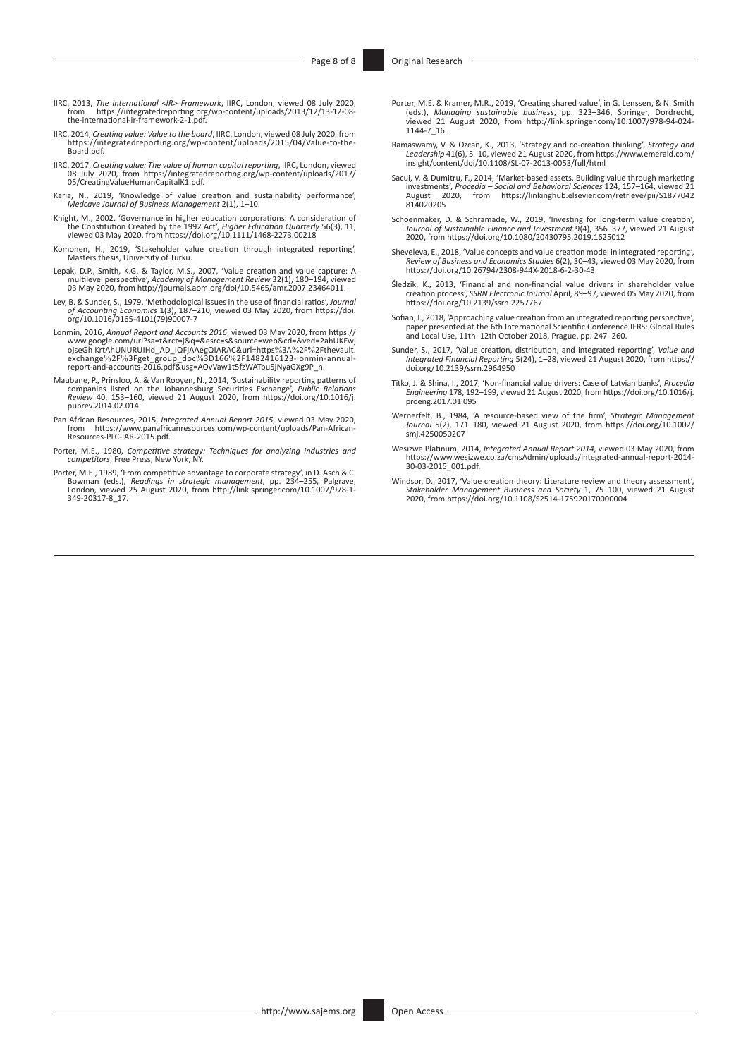IIRC, 2013, *The International <IR> Framework*, IIRC, London, viewed 08 July 2020, from https://integratedreporting.org/wp-content/uploads/2013/12/13-12-08-the-international-ir-framework-2-1.pdf.

IIRC, 2014, *Creating value: Value to the board*, IIRC, London, viewed 08 July 2020, from https://integratedreporting.org/wp-content/uploads/2015/04/Value-to-the-Board.pdf.

IIRC, 2017, *Creating value: The value of human capital reporting*, IIRC, London, viewed 08 July 2020, from https://integratedreporting.org/wp-content/uploads/2017/05/CreatingValueHumanCapitalK1.pdf.

Karia, N., 2019, 'Knowledge of value creation and sustainability performance', *Medcave Journal of Business Management* 2(1), 1–10.

Knight, M., 2002, 'Governance in higher education corporations: A consideration of the Constitution Created by the 1992 Act', *Higher Education Quarterly* 56(3), 11, viewed 03 May 2020, from https://doi.org/10.1111/1468-2273.00218

Komonen, H., 2019, 'Stakeholder value creation through integrated reporting', Masters thesis, University of Turku.

Lepak, D.P., Smith, K.G. & Taylor, M.S., 2007, 'Value creation and value capture: A multilevel perspective', *Academy of Management Review* 32(1), 180–194, viewed 03 May 2020, from http://journals.aom.org/doi/10.5465/amr.2007.23464011.

Lev, B. & Sunder, S., 1979, 'Methodological issues in the use of financial ratios', *Journal of Accounting Economics* 1(3), 187–210, viewed 03 May 2020, from https://doi.org/10.1016/0165-4101(79)90007-7

Lonmin, 2016, *Annual Report and Accounts 2016*, viewed 03 May 2020, from https://www.google.com/url?sa=t&rct=j&q=&esrc=s&source=web&cd=&ved=2ahUKEwjojseGh KrtAhUNURUIHd_AD_IQFjAAegQIARAC&url=https%3A%2F%2Fthevault.exchange%2F%3Fget_group_doc%3D166%2F1482416123-lonmin-annual-report-and-accounts-2016.pdf&usg=AOvVaw1t5fzWATpu5jNyaGXg9P_n.

Maubane, P., Prinsloo, A. & Van Rooyen, N., 2014, 'Sustainability reporting patterns of companies listed on the Johannesburg Securities Exchange', *Public Relations Review* 40, 153–160, viewed 21 August 2020, from https://doi.org/10.1016/j.pubrev.2014.02.014

Pan African Resources, 2015, *Integrated Annual Report 2015*, viewed 03 May 2020, from https://www.panafricanresources.com/wp-content/uploads/Pan-African-Resources-PLC-IAR-2015.pdf.

Porter, M.E., 1980, *Competitive strategy: Techniques for analyzing industries and competitors*, Free Press, New York, NY.

Porter, M.E., 1989, 'From competitive advantage to corporate strategy', in D. Asch & C. Bowman (eds.), *Readings in strategic management*, pp. 234–255, Palgrave, London, viewed 25 August 2020, from http://link.springer.com/10.1007/978-1-349-20317-8_17.

Porter, M.E. & Kramer, M.R., 2019, 'Creating shared value', in G. Lenssen, & N. Smith (eds.), *Managing sustainable business*, pp. 323–346, Springer, Dordrecht, viewed 21 August 2020, from http://link.springer.com/10.1007/978-94-024-1144-7_16.

Ramaswamy, V. & Ozcan, K., 2013, 'Strategy and co-creation thinking', *Strategy and Leadership* 41(6), 5–10, viewed 21 August 2020, from https://www.emerald.com/insight/content/doi/10.1108/SL-07-2013-0053/full/html

Sacui, V. & Dumitru, F., 2014, 'Market-based assets. Building value through marketing investments', *Procedia – Social and Behavioral Sciences* 124, 157–164, viewed 21 August 2020, from https://linkinghub.elsevier.com/retrieve/pii/S1877042814020205

Schoenmaker, D. & Schramade, W., 2019, 'Investing for long-term value creation', *Journal of Sustainable Finance and Investment* 9(4), 356–377, viewed 21 August 2020, from https://doi.org/10.1080/20430795.2019.1625012

Sheveleva, E., 2018, 'Value concepts and value creation model in integrated reporting', *Review of Business and Economics Studies* 6(2), 30–43, viewed 03 May 2020, from https://doi.org/10.26794/2308-944X-2018-6-2-30-43

Śledzik, K., 2013, 'Financial and non-financial value drivers in shareholder value creation process', *SSRN Electronic Journal* April, 89–97, viewed 05 May 2020, from https://doi.org/10.2139/ssrn.2257767

Sofian, I., 2018, 'Approaching value creation from an integrated reporting perspective', paper presented at the 6th International Scientific Conference IFRS: Global Rules and Local Use, 11th–12th October 2018, Prague, pp. 247–260.

Sunder, S., 2017, 'Value creation, distribution, and integrated reporting', *Value and Integrated Financial Reporting* 5(24), 1–28, viewed 21 August 2020, from https://doi.org/10.2139/ssrn.2964950

Titko, J. & Shina, I., 2017, 'Non-financial value drivers: Case of Latvian banks', *Procedia Engineering* 178, 192–199, viewed 21 August 2020, from https://doi.org/10.1016/j.proeng.2017.01.095

Wernerfelt, B., 1984, 'A resource-based view of the firm', *Strategic Management Journal* 5(2), 171–180, viewed 21 August 2020, from https://doi.org/10.1002/smj.4250050207

Wesizwe Platinum, 2014, *Integrated Annual Report 2014*, viewed 03 May 2020, from https://www.wesizwe.co.za/cmsAdmin/uploads/integrated-annual-report-2014-30-03-2015_001.pdf.

Windsor, D., 2017, 'Value creation theory: Literature review and theory assessment', *Stakeholder Management Business and Society* 1, 75–100, viewed 21 August 2020, from https://doi.org/10.1108/S2514-175920170000004